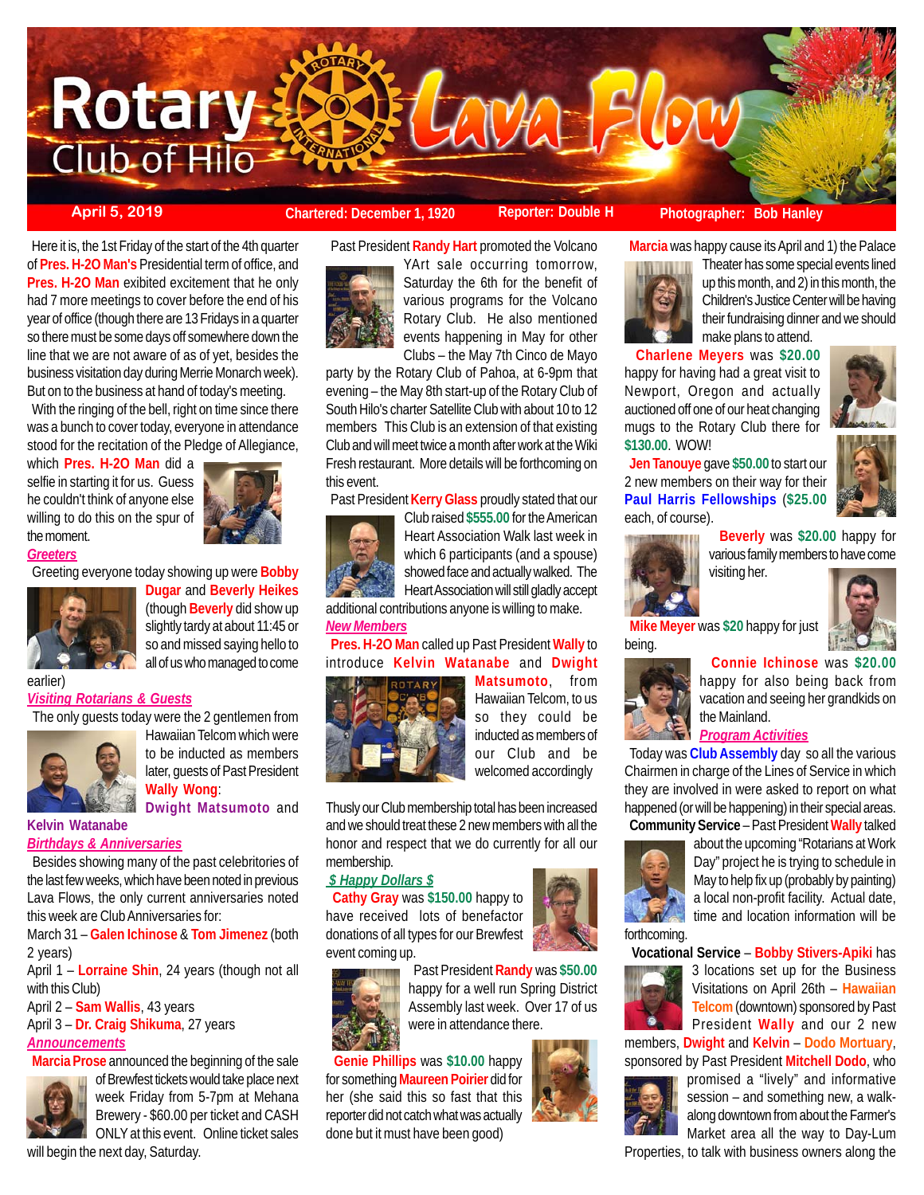# Rotary Club of Hilo — Lava Flow

April 5, 2019 | Chartered: December 1, 1920 | Reporter: Double H | Photographer: Bob Hanley

Here it is, the 1st Friday of the start of the 4th quarter of **Pres. H-2O Man's** Presidential term of office, and **Pres. H-2O Man** exhibited excitement that he only had 7 more meetings to cover before the end of his year of office (though there are 13 Fridays in a quarter so there must be some days off somewhere down the line that we are not aware of as of yet, besides the business visitation day during Merrie Monarch week). But on to the business at hand of today's meeting.

With the ringing of the bell, right on time sure there was a bunch to cover today, everyone in attendance stood for the recitation of the Pledge of Allegiance, which **Pres. H-2O Man** did a selfie in starting it for us. Guess he couldn't think of anyone else willing to do this on the spur of the moment.

### *Greeters*

Greeting everyone today showing up were **Bobby Dugar** and **Beverly Heikes** (though **Beverly** did show up slightly tardy at about 11:45 or so and missed saying hello to all of us who managed to come earlier)

### *Visiting Rotarians & Guests*

The only guests today were the 2 gentlemen from Hawaiian Telcom which were to be inducted as members later, guests of Past President **Wally Wong**: **Dwight Matsumoto** and **Kelvin Watanabe**

### *Birthdays & Anniversaries*

Besides showing many of the past celebritories of the last few weeks, which have been noted in previous Lava Flows, the only current anniversaries noted this week are Club Anniversaries for:

March 31 – **Galen Ichinose** & **Tom Jimenez** (both 2 years)

April 1 – **Lorraine Shin**, 24 years (though not all with this Club)

April 2 – **Sam Wallis**, 43 years

April 3 – **Dr. Craig Shikuma**, 27 years

### *Announcements*

**Marcia Prose** announced the beginning of the sale of Brewfest tickets would take place next week Friday from 5-7pm at Mehana Brewery - $60.00 per ticket and CASH ONLY at this event. Online ticket sales will begin the next day, Saturday.

Past President **Randy Hart** promoted the Volcano YArt sale occurring tomorrow, Saturday the 6th for the benefit of various programs for the Volcano Rotary Club. He also mentioned events happening in May for other Clubs – the May 7th Cinco de Mayo party by the Rotary Club of Pahoa, at 6-9pm that evening – the May 8th start-up of the Rotary Club of South Hilo's charter Satellite Club with about 10 to 12 members This Club is an extension of that existing Club and will meet twice a month after work at the Wiki Fresh restaurant. More details will be forthcoming on this event.

Past President **Kerry Glass** proudly stated that our Club raised **$555.00** for the American Heart Association Walk last week in which 6 participants (and a spouse) showed face and actually walked. The Heart Association will still gladly accept additional contributions anyone is willing to make.

### *New Members*

**Pres. H-2O Man** called up Past President **Wally** to introduce **Kelvin Watanabe** and **Dwight Matsumoto**, from Hawaiian Telcom, to us so they could be inducted as members of our Club and be welcomed accordingly

Thusly our Club membership total has been increased and we should treat these 2 new members with all the honor and respect that we do currently for all our membership.

### *$ Happy Dollars $*

**Cathy Gray** was **$150.00** happy to have received lots of benefactor donations of all types for our Brewfest event coming up.

Past President **Randy** was **$50.00** happy for a well run Spring District Assembly last week. Over 17 of us were in attendance there.

**Genie Phillips** was **$10.00** happy for something **Maureen Poirier** did for her (she said this so fast that this reporter did not catch what was actually done but it must have been good)

**Marcia** was happy cause its April and 1) the Palace Theater has some special events lined up this month, and 2) in this month, the Children's Justice Center will be having their fundraising dinner and we should make plans to attend.

**Charlene Meyers** was **$20.00** happy for having had a great visit to Newport, Oregon and actually auctioned off one of our heat changing mugs to the Rotary Club there for **$130.00**. WOW!

**Jen Tanouye** gave **$50.00** to start our 2 new members on their way for their **Paul Harris Fellowships** (**$25.00** each, of course).

**Beverly** was **$20.00** happy for various family members to have come visiting her.

**Mike Meyer** was **$20** happy for just being.

**Connie Ichinose** was **$20.00** happy for also being back from vacation and seeing her grandkids on the Mainland.

### *Program Activities*

Today was **Club Assembly** day so all the various Chairmen in charge of the Lines of Service in which they are involved in were asked to report on what happened (or will be happening) in their special areas.

**Community Service** – Past President **Wally** talked about the upcoming "Rotarians at Work Day" project he is trying to schedule in May to help fix up (probably by painting) a local non-profit facility. Actual date, time and location information will be forthcoming.

**Vocational Service** – **Bobby Stivers-Apiki** has 3 locations set up for the Business Visitations on April 26th – **Hawaiian Telcom** (downtown) sponsored by Past President **Wally** and our 2 new members, **Dwight** and **Kelvin** – **Dodo Mortuary**, sponsored by Past President **Mitchell Dodo**, who promised a "lively" and informative session – and something new, a walk-along downtown from about the Farmer's Market area all the way to Day-Lum Properties, to talk with business owners along the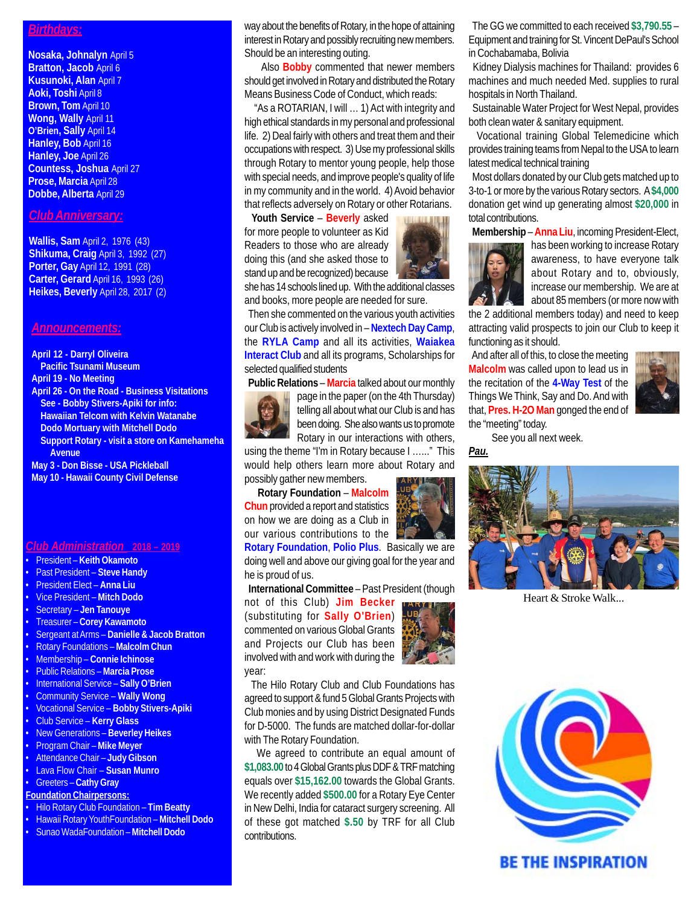## *Birthdays:*

**Nosaka, Johnalyn** April 5
**Bratton, Jacob** April 6
**Kusunoki, Alan** April 7
**Aoki, Toshi** April 8
**Brown, Tom** April 10
**Wong, Wally** April 11
**O'Brien, Sally** April 14
**Hanley, Bob** April 16
**Hanley, Joe** April 26
**Countess, Joshua** April 27
**Prose, Marcia** April 28
**Dobbe, Alberta** April 29

## *Club Anniversary:*

**Wallis, Sam** April 2, 1976 (43)
**Shikuma, Craig** April 3, 1992 (27)
**Porter, Gay** April 12, 1991 (28)
**Carter, Gerard** April 16, 1993 (26)
**Heikes, Beverly** April 28, 2017 (2)

## *Announcements:*

**April 12 - Darryl Oliveira**
**Pacific Tsunami Museum**
**April 19 - No Meeting**
**April 26 - On the Road - Business Visitations**
**See - Bobby Stivers-Apiki for info:**
**Hawaiian Telcom with Kelvin Watanabe**
**Dodo Mortuary with Mitchell Dodo**
**Support Rotary - visit a store on Kamehameha Avenue**
**May 3 - Don Bisse - USA Pickleball**
**May 10 - Hawaii County Civil Defense**

## *Club Administration* 2018 – 2019

- President – **Keith Okamoto**
- Past President – **Steve Handy**
- President Elect – **Anna Liu**
- Vice President – **Mitch Dodo**
- Secretary – **Jen Tanouye**
- Treasurer – **Corey Kawamoto**
- Sergeant at Arms – **Danielle & Jacob Bratton**
- Rotary Foundations – **Malcolm Chun**
- Membership – **Connie Ichinose**
- Public Relations – **Marcia Prose**
- International Service – **Sally O'Brien**
- Community Service – **Wally Wong**
- Vocational Service – **Bobby Stivers-Apiki**
- Club Service – **Kerry Glass**
- New Generations – **Beverley Heikes**
- Program Chair – **Mike Meyer**
- Attendance Chair – **Judy Gibson**
- Lava Flow Chair – **Susan Munro**
- Greeters – **Cathy Gray**

**Foundation Chairpersons:**

- Hilo Rotary Club Foundation – **Tim Beatty**
- Hawaii Rotary YouthFoundation – **Mitchell Dodo**
- Sunao WadaFoundation – **Mitchell Dodo**

way about the benefits of Rotary, in the hope of attaining interest in Rotary and possibly recruiting new members. Should be an interesting outing.

Also **Bobby** commented that newer members should get involved in Rotary and distributed the Rotary Means Business Code of Conduct, which reads:

"As a ROTARIAN, I will … 1) Act with integrity and high ethical standards in my personal and professional life. 2) Deal fairly with others and treat them and their occupations with respect. 3) Use my professional skills through Rotary to mentor young people, help those with special needs, and improve people's quality of life in my community and in the world. 4) Avoid behavior that reflects adversely on Rotary or other Rotarians.

**Youth Service** – **Beverly** asked for more people to volunteer as Kid Readers to those who are already doing this (and she asked those to stand up and be recognized) because she has 14 schools lined up. With the additional classes and books, more people are needed for sure.

Then she commented on the various youth activities our Club is actively involved in – **Nextech Day Camp**, the **RYLA Camp** and all its activities, **Waiakea Interact Club** and all its programs, Scholarships for selected qualified students

**Public Relations** – **Marcia** talked about our monthly page in the paper (on the 4th Thursday) telling all about what our Club is and has been doing. She also wants us to promote Rotary in our interactions with others, using the theme "I'm in Rotary because I ……" This would help others learn more about Rotary and possibly gather new members.

**Rotary Foundation** – **Malcolm Chun** provided a report and statistics on how we are doing as a Club in our various contributions to the **Rotary Foundation**, **Polio Plus**. Basically we are doing well and above our giving goal for the year and he is proud of us.

**International Committee** – Past President (though not of this Club) **Jim Becker** (substituting for **Sally O'Brien**) commented on various Global Grants and Projects our Club has been involved with and work with during the year:

The Hilo Rotary Club and Club Foundations has agreed to support & fund 5 Global Grants Projects with Club monies and by using District Designated Funds for D-5000. The funds are matched dollar-for-dollar with The Rotary Foundation.

We agreed to contribute an equal amount of **$1,083.00** to 4 Global Grants plus DDF & TRF matching equals over **$15,162.00** towards the Global Grants. We recently added **$500.00** for a Rotary Eye Center in New Delhi, India for cataract surgery screening. All of these got matched **$.50** by TRF for all Club contributions.

The GG we committed to each received **$3,790.55** – Equipment and training for St. Vincent DePaul's School in Cochabamaba, Bolivia

Kidney Dialysis machines for Thailand: provides 6 machines and much needed Med. supplies to rural hospitals in North Thailand.

Sustainable Water Project for West Nepal, provides both clean water & sanitary equipment.

Vocational training Global Telemedicine which provides training teams from Nepal to the USA to learn latest medical technical training

Most dollars donated by our Club gets matched up to 3-to-1 or more by the various Rotary sectors. A **$4,000** donation get wind up generating almost **$20,000** in total contributions.

**Membership** – **Anna Liu**, incoming President-Elect, has been working to increase Rotary awareness, to have everyone talk about Rotary and to, obviously, increase our membership. We are at about 85 members (or more now with the 2 additional members today) and need to keep attracting valid prospects to join our Club to keep it functioning as it should.

And after all of this, to close the meeting **Malcolm** was called upon to lead us in the recitation of the **4-Way Test** of the Things We Think, Say and Do. And with that, **Pres. H-2O Man** gonged the end of the "meeting" today.

See you all next week.

***Pau.***

Heart & Stroke Walk...

BE THE INSPIRATION